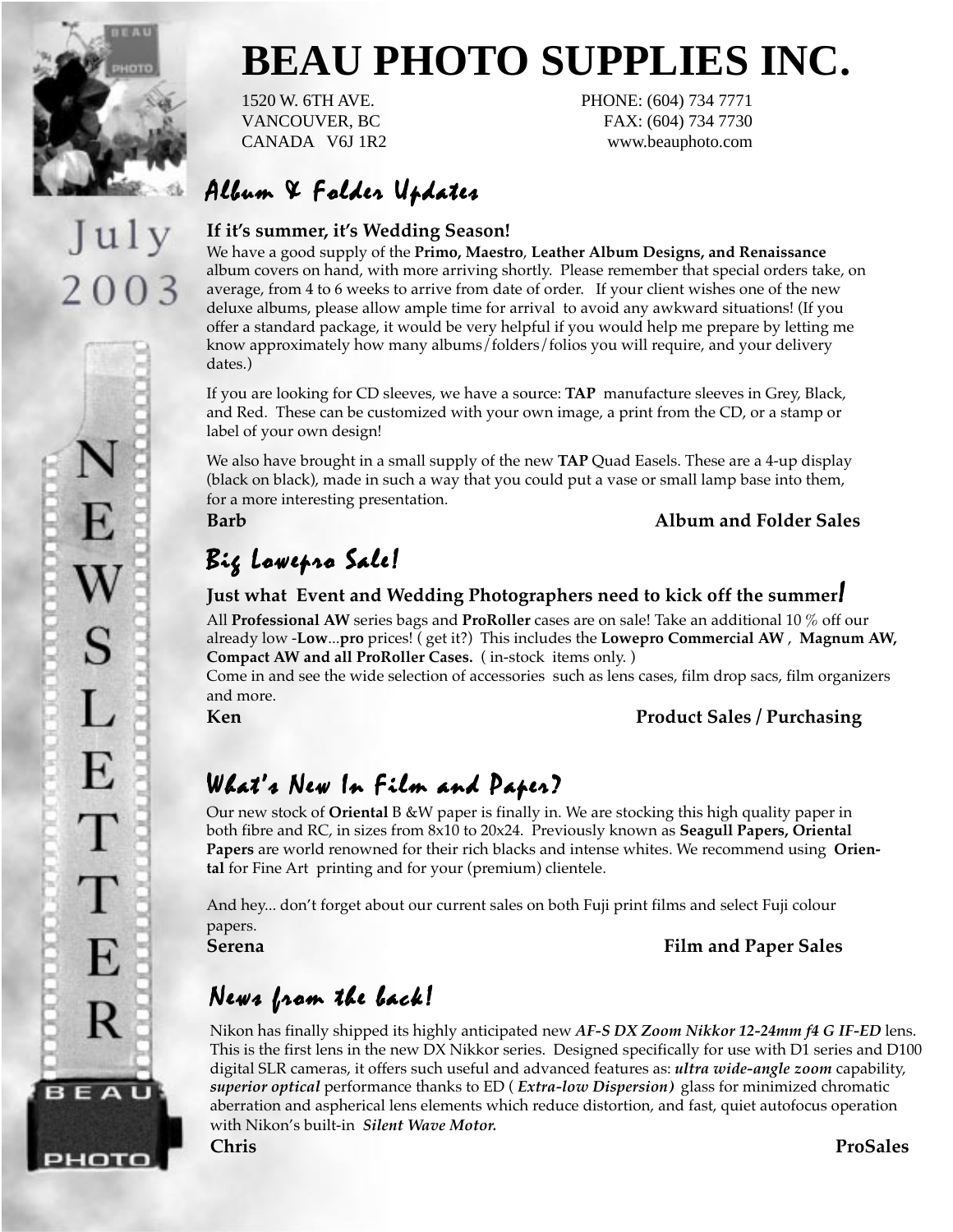# BEAU PHOTO SUPPLIES INC.

1520 W. 6TH AVE.
VANCOUVER, BC
CANADA V6J 1R2

PHONE: (604) 734 7771
FAX: (604) 734 7730
www.beauphoto.com

July 2003

NEWSLETTER

## Album & Folder Updates

**If it's summer, it's Wedding Season!**

We have a good supply of the **Primo, Maestro**, **Leather Album Designs, and Renaissance** album covers on hand, with more arriving shortly. Please remember that special orders take, on average, from 4 to 6 weeks to arrive from date of order. If your client wishes one of the new deluxe albums, please allow ample time for arrival to avoid any awkward situations! (If you offer a standard package, it would be very helpful if you would help me prepare by letting me know approximately how many albums/folders/folios you will require, and your delivery dates.)

If you are looking for CD sleeves, we have a source: **TAP** manufacture sleeves in Grey, Black, and Red. These can be customized with your own image, a print from the CD, or a stamp or label of your own design!

We also have brought in a small supply of the new **TAP** Quad Easels. These are a 4-up display (black on black), made in such a way that you could put a vase or small lamp base into them, for a more interesting presentation.

**Barb** **Album and Folder Sales**

## Big Lowepro Sale!

**Just what Event and Wedding Photographers need to kick off the summer!**

All **Professional AW** series bags and **ProRoller** cases are on sale! Take an additional 10 % off our already low -**Low**...**pro** prices! ( get it?) This includes the **Lowepro Commercial AW** , **Magnum AW, Compact AW and all ProRoller Cases.** ( in-stock items only. )

Come in and see the wide selection of accessories such as lens cases, film drop sacs, film organizers and more.

**Ken** **Product Sales / Purchasing**

## What's New In Film and Paper?

Our new stock of **Oriental** B &W paper is finally in. We are stocking this high quality paper in both fibre and RC, in sizes from 8x10 to 20x24. Previously known as **Seagull Papers, Oriental Papers** are world renowned for their rich blacks and intense whites. We recommend using **Oriental** for Fine Art printing and for your (premium) clientele.

And hey... don't forget about our current sales on both Fuji print films and select Fuji colour papers.

**Serena** **Film and Paper Sales**

## News from the back!

Nikon has finally shipped its highly anticipated new ***AF-S DX Zoom Nikkor 12-24mm f4 G IF-ED*** lens. This is the first lens in the new DX Nikkor series. Designed specifically for use with D1 series and D100 digital SLR cameras, it offers such useful and advanced features as: ***ultra wide-angle zoom*** capability, ***superior optical*** performance thanks to ED ( ***Extra-low Dispersion)*** glass for minimized chromatic aberration and aspherical lens elements which reduce distortion, and fast, quiet autofocus operation with Nikon's built-in ***Silent Wave Motor.***

**Chris** **ProSales**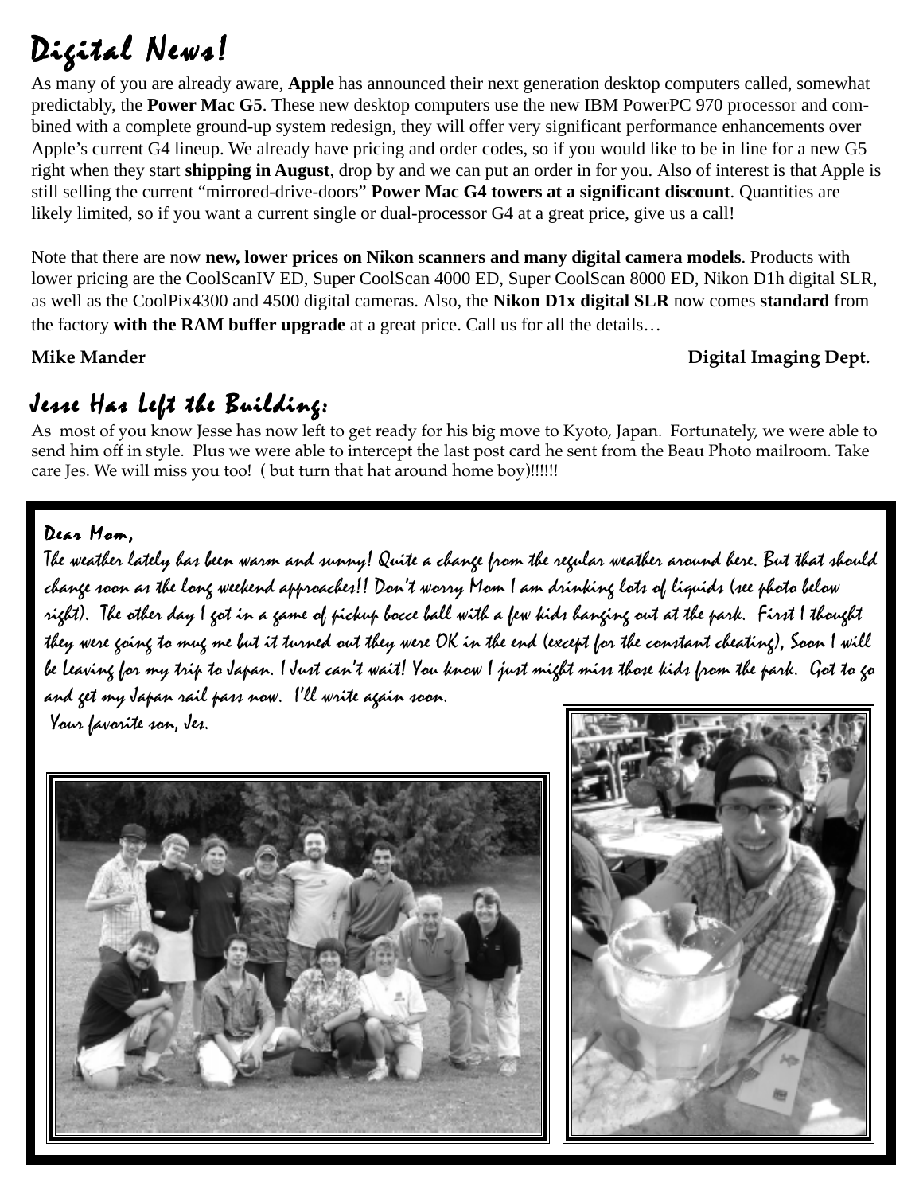# Digital News!

As many of you are already aware, **Apple** has announced their next generation desktop computers called, somewhat predictably, the **Power Mac G5**. These new desktop computers use the new IBM PowerPC 970 processor and combined with a complete ground-up system redesign, they will offer very significant performance enhancements over Apple's current G4 lineup. We already have pricing and order codes, so if you would like to be in line for a new G5 right when they start **shipping in August**, drop by and we can put an order in for you. Also of interest is that Apple is still selling the current "mirrored-drive-doors" **Power Mac G4 towers at a significant discount**. Quantities are likely limited, so if you want a current single or dual-processor G4 at a great price, give us a call!

Note that there are now **new, lower prices on Nikon scanners and many digital camera models**. Products with lower pricing are the CoolScanIV ED, Super CoolScan 4000 ED, Super CoolScan 8000 ED, Nikon D1h digital SLR, as well as the CoolPix4300 and 4500 digital cameras. Also, the **Nikon D1x digital SLR** now comes **standard** from the factory **with the RAM buffer upgrade** at a great price. Call us for all the details…

**Mike Mander** **Digital Imaging Dept.**

# Jesse Has Left the Building:

As most of you know Jesse has now left to get ready for his big move to Kyoto, Japan. Fortunately, we were able to send him off in style. Plus we were able to intercept the last post card he sent from the Beau Photo mailroom. Take care Jes. We will miss you too! ( but turn that hat around home boy)!!!!!!

Dear Mom,

The weather lately has been warm and sunny! Quite a change from the regular weather around here. But that should change soon as the long weekend approaches!! Don't worry Mom I am drinking lots of liquids (see photo below right). The other day I got in a game of pickup bocce ball with a few kids hanging out at the park. First I thought they were going to mug me but it turned out they were OK in the end (except for the constant cheating), Soon I will be Leaving for my trip to Japan. I Just can't wait! You know I just might miss those kids from the park. Got to go and get my Japan rail pass now. I'll write again soon.

Your favorite son, Jes.